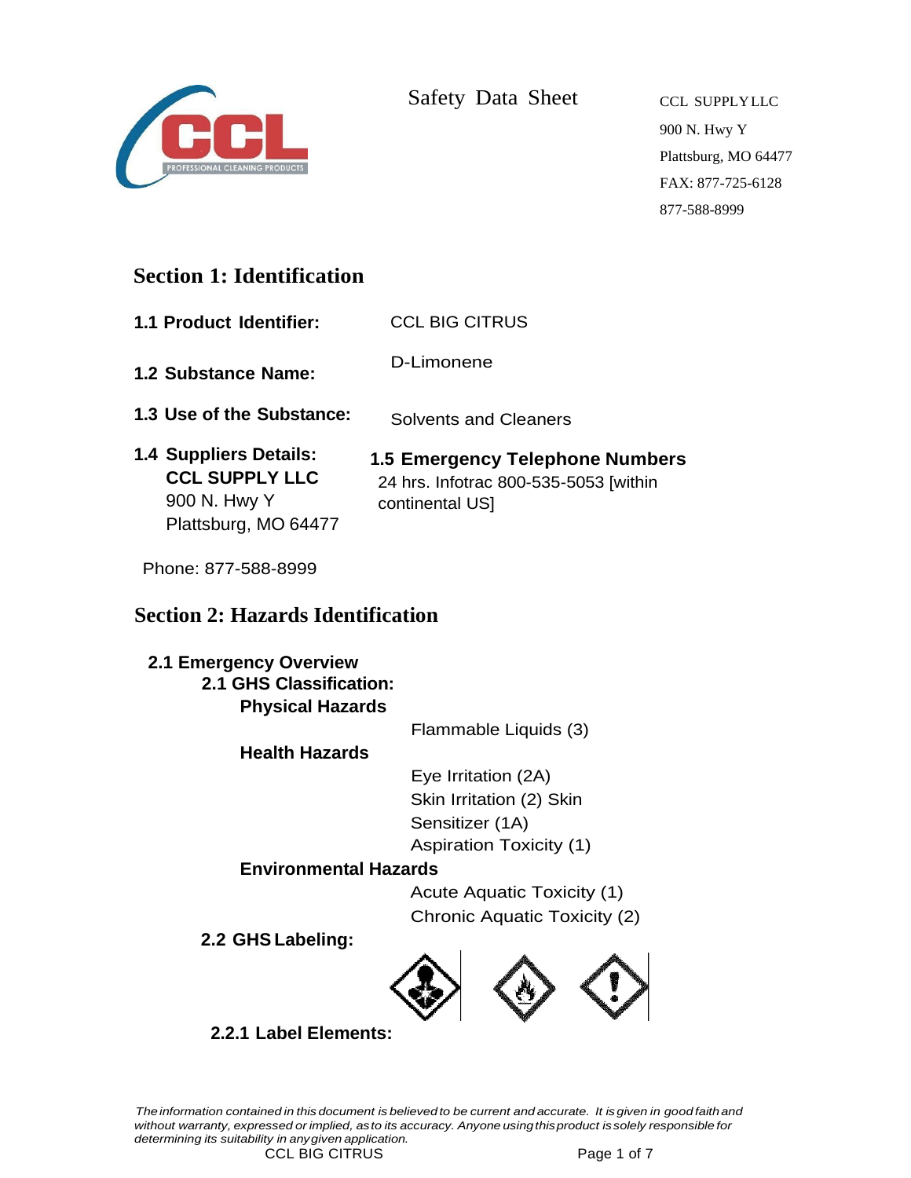Safety Data Sheet

CCL SUPPLY LLC
900 N. Hwy Y
Plattsburg, MO 64477
FAX: 877-725-6128
877-588-8999

## Section 1: Identification

**1.1 Product Identifier:** CCL BIG CITRUS

**1.2 Substance Name:** D-Limonene

**1.3 Use of the Substance:** Solvents and Cleaners

**1.4 Suppliers Details:**
**CCL SUPPLY LLC**
900 N. Hwy Y
Plattsburg, MO 64477

Phone: 877-588-8999

**1.5 Emergency Telephone Numbers**
24 hrs. Infotrac 800-535-5053 [within continental US]

## Section 2: Hazards Identification

**2.1 Emergency Overview**

**2.1 GHS Classification:**

**Physical Hazards**

Flammable Liquids (3)

**Health Hazards**

Eye Irritation (2A)
Skin Irritation (2) Skin
Sensitizer (1A)
Aspiration Toxicity (1)

**Environmental Hazards**

Acute Aquatic Toxicity (1)
Chronic Aquatic Toxicity (2)

**2.2 GHS Labeling:**

**2.2.1 Label Elements:**

*The information contained in this document is believed to be current and accurate. It is given in good faith and without warranty, expressed or implied, as to its accuracy. Anyone using this product is solely responsible for determining its suitability in any given application.*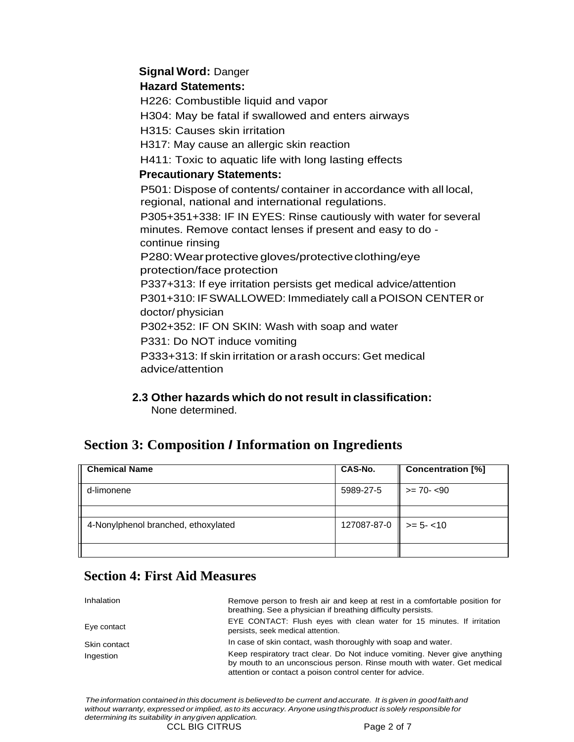**Signal Word:** Danger

**Hazard Statements:**

H226: Combustible liquid and vapor

H304: May be fatal if swallowed and enters airways

H315: Causes skin irritation

H317: May cause an allergic skin reaction

H411: Toxic to aquatic life with long lasting effects

**Precautionary Statements:**

P501: Dispose of contents/ container in accordance with all local, regional, national and international regulations.

P305+351+338: IF IN EYES: Rinse cautiously with water for several minutes. Remove contact lenses if present and easy to do - continue rinsing

P280: Wear protective gloves/protective clothing/eye protection/face protection

P337+313: If eye irritation persists get medical advice/attention

P301+310: IF SWALLOWED: Immediately call a POISON CENTER or doctor/ physician

P302+352: IF ON SKIN: Wash with soap and water

P331: Do NOT induce vomiting

P333+313: If skin irritation or a rash occurs: Get medical advice/attention

**2.3 Other hazards which do not result in classification:**

None determined.

## Section 3: Composition / Information on Ingredients

| Chemical Name | CAS-No. | Concentration [%] |
|---|---|---|
| d-limonene | 5989-27-5 | >= 70- <90 |
| | | |
| 4-Nonylphenol branched, ethoxylated | 127087-87-0 | >= 5- <10 |
| | | |

## Section 4: First Aid Measures

| | |
|---|---|
| Inhalation | Remove person to fresh air and keep at rest in a comfortable position for breathing. See a physician if breathing difficulty persists. |
| Eye contact | EYE CONTACT: Flush eyes with clean water for 15 minutes. If irritation persists, seek medical attention. |
| Skin contact | In case of skin contact, wash thoroughly with soap and water. |
| Ingestion | Keep respiratory tract clear. Do Not induce vomiting. Never give anything by mouth to an unconscious person. Rinse mouth with water. Get medical attention or contact a poison control center for advice. |

*The information contained in this document is believed to be current and accurate. It is given in good faith and without warranty, expressed or implied, as to its accuracy. Anyone using this product is solely responsible for determining its suitability in any given application.*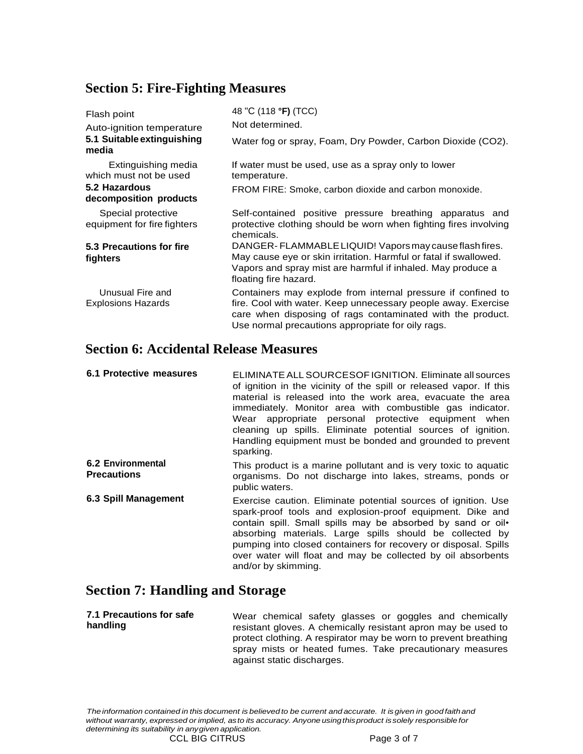## Section 5: Fire-Fighting Measures

| | |
|---|---|
| Flash point | 48 "C (118 °F) (TCC) |
| Auto-ignition temperature | Not determined. |
| **5.1 Suitable extinguishing media** | Water fog or spray, Foam, Dry Powder, Carbon Dioxide ($CO_2$). |
| Extinguishing media which must not be used | If water must be used, use as a spray only to lower temperature. |
| **5.2 Hazardous decomposition products** | FROM FIRE: Smoke, carbon dioxide and carbon monoxide. |
| Special protective equipment for fire fighters | Self-contained positive pressure breathing apparatus and protective clothing should be worn when fighting fires involving chemicals. |
| **5.3 Precautions for fire fighters** | DANGER- FLAMMABLE LIQUID! Vapors may cause flash fires. May cause eye or skin irritation. Harmful or fatal if swallowed. Vapors and spray mist are harmful if inhaled. May produce a floating fire hazard. |
| Unusual Fire and Explosions Hazards | Containers may explode from internal pressure if confined to fire. Cool with water. Keep unnecessary people away. Exercise care when disposing of rags contaminated with the product. Use normal precautions appropriate for oily rags. |

## Section 6: Accidental Release Measures

| | |
|---|---|
| **6.1 Protective measures** | ELIMINATE ALL SOURCES OF IGNITION. Eliminate all sources of ignition in the vicinity of the spill or released vapor. If this material is released into the work area, evacuate the area immediately. Monitor area with combustible gas indicator. Wear appropriate personal protective equipment when cleaning up spills. Eliminate potential sources of ignition. Handling equipment must be bonded and grounded to prevent sparking. |
| **6.2 Environmental Precautions** | This product is a marine pollutant and is very toxic to aquatic organisms. Do not discharge into lakes, streams, ponds or public waters. |
| **6.3 Spill Management** | Exercise caution. Eliminate potential sources of ignition. Use spark-proof tools and explosion-proof equipment. Dike and contain spill. Small spills may be absorbed by sand or oil• absorbing materials. Large spills should be collected by pumping into closed containers for recovery or disposal. Spills over water will float and may be collected by oil absorbents and/or by skimming. |

## Section 7: Handling and Storage

| | |
|---|---|
| **7.1 Precautions for safe handling** | Wear chemical safety glasses or goggles and chemically resistant gloves. A chemically resistant apron may be used to protect clothing. A respirator may be worn to prevent breathing spray mists or heated fumes. Take precautionary measures against static discharges. |

*The information contained in this document is believed to be current and accurate. It is given in good faith and without warranty, expressed or implied, as to its accuracy. Anyone using this product is solely responsible for determining its suitability in any given application.*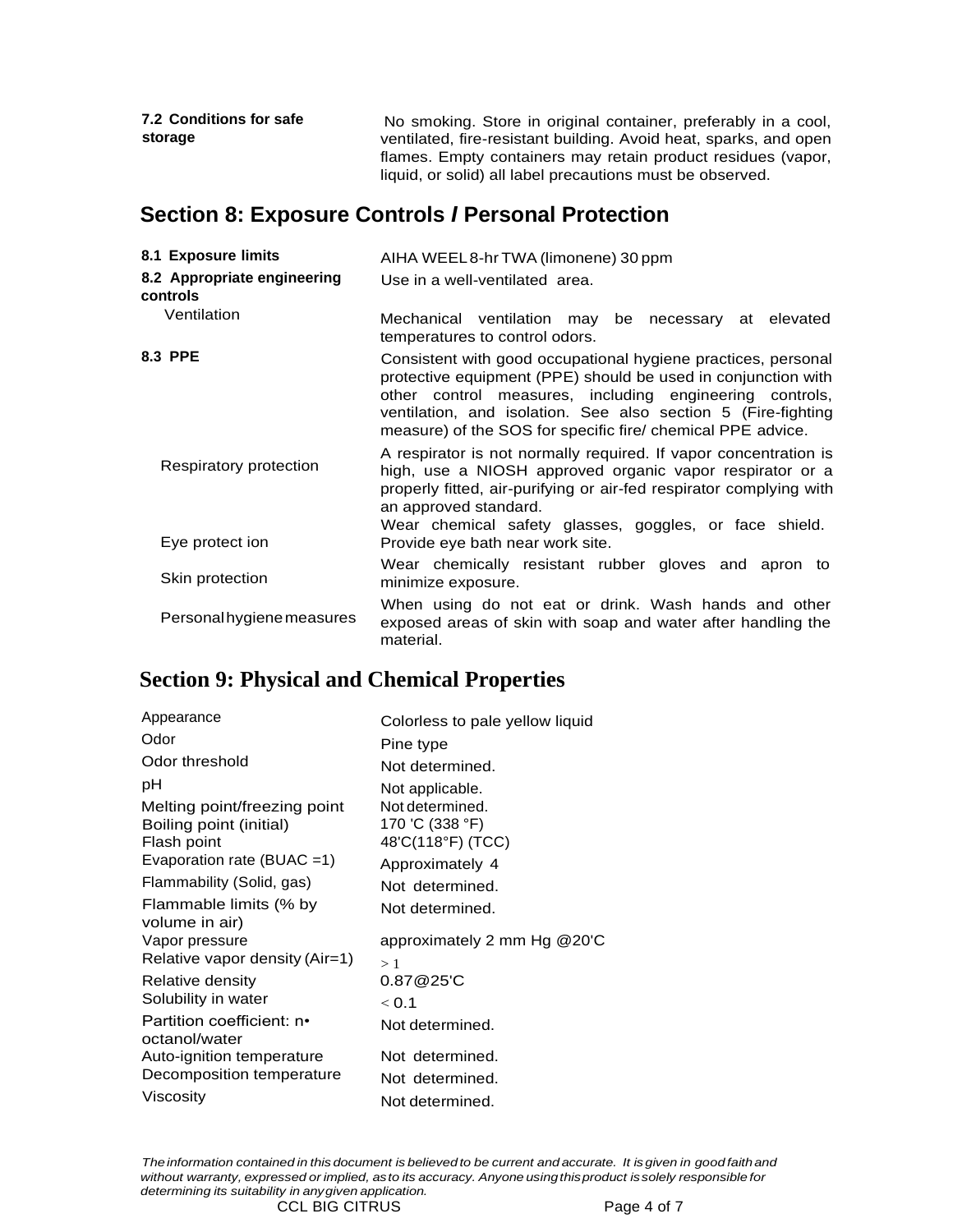| | |
|---|---|
| **7.2 Conditions for safe storage** | No smoking. Store in original container, preferably in a cool, ventilated, fire-resistant building. Avoid heat, sparks, and open flames. Empty containers may retain product residues (vapor, liquid, or solid) all label precautions must be observed. |

## Section 8: Exposure Controls / Personal Protection

| | |
|---|---|
| **8.1 Exposure limits** | AIHA WEEL 8-hr TWA (limonene) 30 ppm |
| **8.2 Appropriate engineering controls** | Use in a well-ventilated area. |
| Ventilation | Mechanical ventilation may be necessary at elevated temperatures to control odors. |
| **8.3 PPE** | Consistent with good occupational hygiene practices, personal protective equipment (PPE) should be used in conjunction with other control measures, including engineering controls, ventilation, and isolation. See also section 5 (Fire-fighting measure) of the SOS for specific fire/ chemical PPE advice. |
| Respiratory protection | A respirator is not normally required. If vapor concentration is high, use a NIOSH approved organic vapor respirator or a properly fitted, air-purifying or air-fed respirator complying with an approved standard. |
| Eye protect ion | Wear chemical safety glasses, goggles, or face shield. Provide eye bath near work site. |
| Skin protection | Wear chemically resistant rubber gloves and apron to minimize exposure. |
| Personal hygiene measures | When using do not eat or drink. Wash hands and other exposed areas of skin with soap and water after handling the material. |

## Section 9: Physical and Chemical Properties

| | |
|---|---|
| Appearance | Colorless to pale yellow liquid |
| Odor | Pine type |
| Odor threshold | Not determined. |
| pH | Not applicable. |
| Melting point/freezing point | Not determined. |
| Boiling point (initial) | 170 'C (338 °F) |
| Flash point | 48'C(118°F) (TCC) |
| Evaporation rate (BUAC =1) | Approximately 4 |
| Flammability (Solid, gas) | Not determined. |
| Flammable limits (% by volume in air) | Not determined. |
| Vapor pressure | approximately 2 mm Hg @20'C |
| Relative vapor density (Air=1) | > 1 |
| Relative density | 0.87@25'C |
| Solubility in water | < 0.1 |
| Partition coefficient: n• octanol/water | Not determined. |
| Auto-ignition temperature | Not determined. |
| Decomposition temperature | Not determined. |
| Viscosity | Not determined. |

*The information contained in this document is believed to be current and accurate. It is given in good faith and without warranty, expressed or implied, as to its accuracy. Anyone using this product is solely responsible for determining its suitability in any given application.*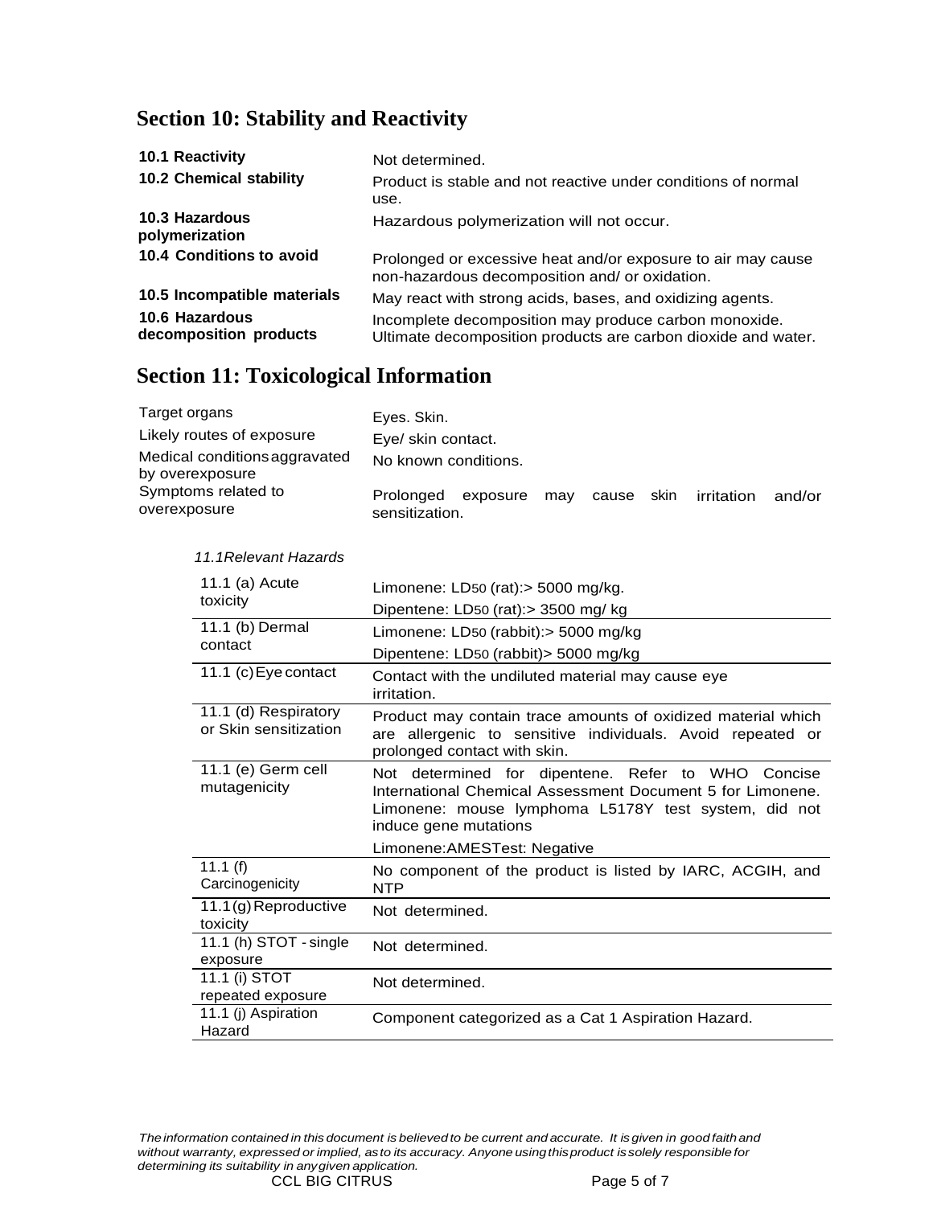## Section 10: Stability and Reactivity

| | |
|---|---|
| **10.1 Reactivity** | Not determined. |
| **10.2 Chemical stability** | Product is stable and not reactive under conditions of normal use. |
| **10.3 Hazardous polymerization** | Hazardous polymerization will not occur. |
| **10.4 Conditions to avoid** | Prolonged or excessive heat and/or exposure to air may cause non-hazardous decomposition and/ or oxidation. |
| **10.5 Incompatible materials** | May react with strong acids, bases, and oxidizing agents. |
| **10.6 Hazardous decomposition products** | Incomplete decomposition may produce carbon monoxide. Ultimate decomposition products are carbon dioxide and water. |

## Section 11: Toxicological Information

| | |
|---|---|
| Target organs | Eyes. Skin. |
| Likely routes of exposure | Eye/ skin contact. |
| Medical conditions aggravated by overexposure | No known conditions. |
| Symptoms related to overexposure | Prolonged exposure may cause skin irritation and/or sensitization. |

*11.1Relevant Hazards*

| | |
|---|---|
| 11.1 (a) Acute toxicity | Limonene: $LD_{50}$ (rat):> 5000 mg/kg.<br>Dipentene: $LD_{50}$ (rat):> 3500 mg/ kg |
| 11.1 (b) Dermal contact | Limonene: $LD_{50}$ (rabbit):> 5000 mg/kg<br>Dipentene: $LD_{50}$ (rabbit)> 5000 mg/kg |
| 11.1 (c) Eye contact | Contact with the undiluted material may cause eye irritation. |
| 11.1 (d) Respiratory or Skin sensitization | Product may contain trace amounts of oxidized material which are allergenic to sensitive individuals. Avoid repeated or prolonged contact with skin. |
| 11.1 (e) Germ cell mutagenicity | Not determined for dipentene. Refer to WHO Concise International Chemical Assessment Document 5 for Limonene. Limonene: mouse lymphoma L5178Y test system, did not induce gene mutations<br>Limonene:AMESTest: Negative |
| 11.1 (f) Carcinogenicity | No component of the product is listed by IARC, ACGIH, and NTP |
| 11.1 (g) Reproductive toxicity | Not determined. |
| 11.1 (h) STOT - single exposure | Not determined. |
| 11.1 (i) STOT repeated exposure | Not determined. |
| 11.1 (j) Aspiration Hazard | Component categorized as a Cat 1 Aspiration Hazard. |

*The information contained in this document is believed to be current and accurate. It is given in good faith and without warranty, expressed or implied, as to its accuracy. Anyone using this product is solely responsible for determining its suitability in any given application.*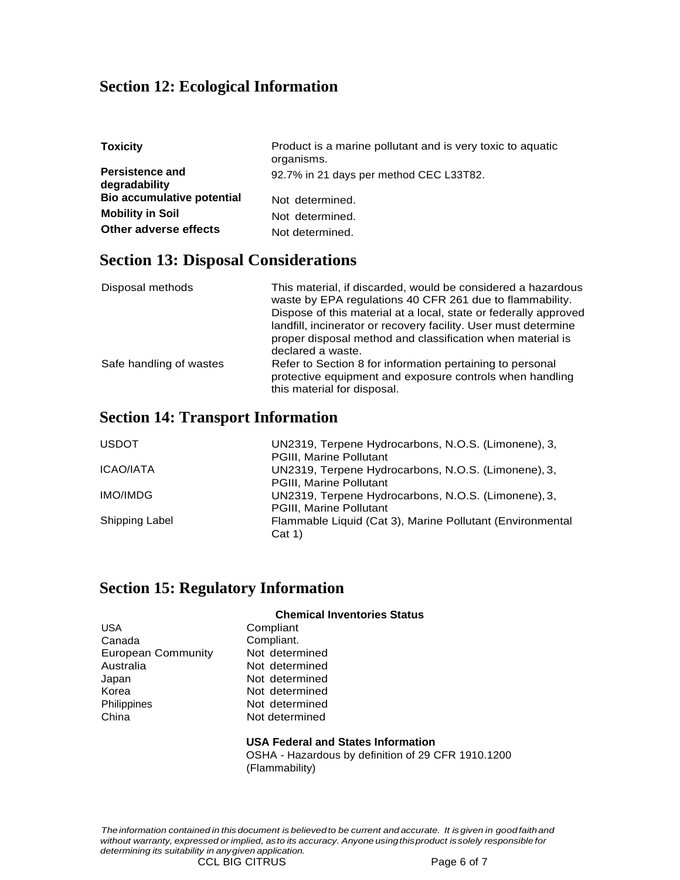## Section 12: Ecological Information

| | |
|---|---|
| **Toxicity** | Product is a marine pollutant and is very toxic to aquatic organisms. |
| **Persistence and degradability** | 92.7% in 21 days per method CEC L33T82. |
| **Bio accumulative potential** | Not determined. |
| **Mobility in Soil** | Not determined. |
| **Other adverse effects** | Not determined. |

## Section 13: Disposal Considerations

| | |
|---|---|
| Disposal methods | This material, if discarded, would be considered a hazardous waste by EPA regulations 40 CFR 261 due to flammability. Dispose of this material at a local, state or federally approved landfill, incinerator or recovery facility. User must determine proper disposal method and classification when material is declared a waste. |
| Safe handling of wastes | Refer to Section 8 for information pertaining to personal protective equipment and exposure controls when handling this material for disposal. |

## Section 14: Transport Information

| | |
|---|---|
| USDOT | UN2319, Terpene Hydrocarbons, N.O.S. (Limonene), 3, PGIII, Marine Pollutant |
| ICAO/IATA | UN2319, Terpene Hydrocarbons, N.O.S. (Limonene), 3, PGIII, Marine Pollutant |
| IMO/IMDG | UN2319, Terpene Hydrocarbons, N.O.S. (Limonene), 3, PGIII, Marine Pollutant |
| Shipping Label | Flammable Liquid (Cat 3), Marine Pollutant (Environmental Cat 1) |

## Section 15: Regulatory Information

**Chemical Inventories Status**

| | |
|---|---|
| USA | Compliant |
| Canada | Compliant. |
| European Community | Not determined |
| Australia | Not determined |
| Japan | Not determined |
| Korea | Not determined |
| Philippines | Not determined |
| China | Not determined |

**USA Federal and States Information**

OSHA - Hazardous by definition of 29 CFR 1910.1200 (Flammability)

*The information contained in this document is believed to be current and accurate. It is given in good faith and without warranty, expressed or implied, as to its accuracy. Anyone using this product is solely responsible for determining its suitability in any given application.*

CCL BIG CITRUS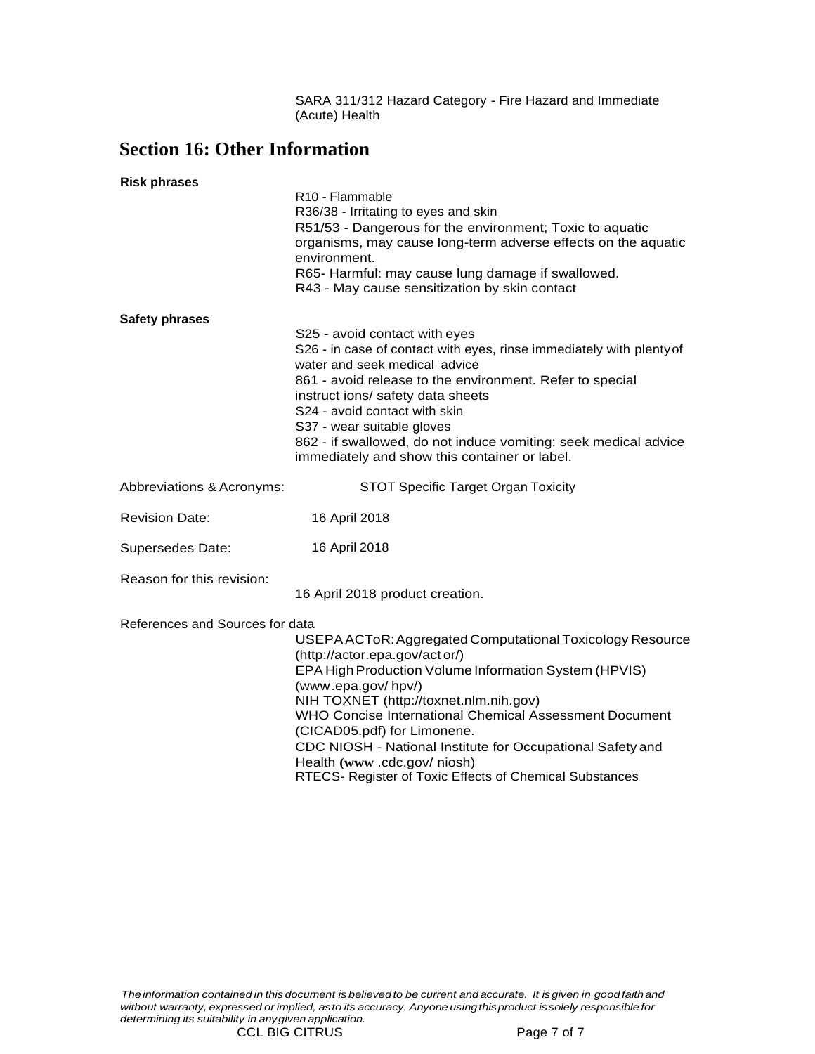SARA 311/312 Hazard Category - Fire Hazard and Immediate (Acute) Health

## Section 16: Other Information

**Risk phrases**

R10 - Flammable
R36/38 - Irritating to eyes and skin
R51/53 - Dangerous for the environment; Toxic to aquatic organisms, may cause long-term adverse effects on the aquatic environment.
R65- Harmful: may cause lung damage if swallowed.
R43 - May cause sensitization by skin contact

**Safety phrases**

S25 - avoid contact with eyes
S26 - in case of contact with eyes, rinse immediately with plenty of water and seek medical advice
861 - avoid release to the environment. Refer to special instruct ions/ safety data sheets
S24 - avoid contact with skin
S37 - wear suitable gloves
862 - if swallowed, do not induce vomiting: seek medical advice immediately and show this container or label.

Abbreviations & Acronyms: STOT Specific Target Organ Toxicity

Revision Date: 16 April 2018

Supersedes Date: 16 April 2018

Reason for this revision: 16 April 2018 product creation.

References and Sources for data

USEPA ACToR: Aggregated Computational Toxicology Resource (http://actor.epa.gov/act or/)
EPA High Production Volume Information System (HPVIS) (www.epa.gov/ hpv/)
NIH TOXNET (http://toxnet.nlm.nih.gov)
WHO Concise International Chemical Assessment Document (CICAD05.pdf) for Limonene.
CDC NIOSH - National Institute for Occupational Safety and Health (www .cdc.gov/ niosh)
RTECS- Register of Toxic Effects of Chemical Substances

*The information contained in this document is believed to be current and accurate. It is given in good faith and without warranty, expressed or implied, as to its accuracy. Anyone using this product is solely responsible for determining its suitability in any given application.*

CCL BIG CITRUS